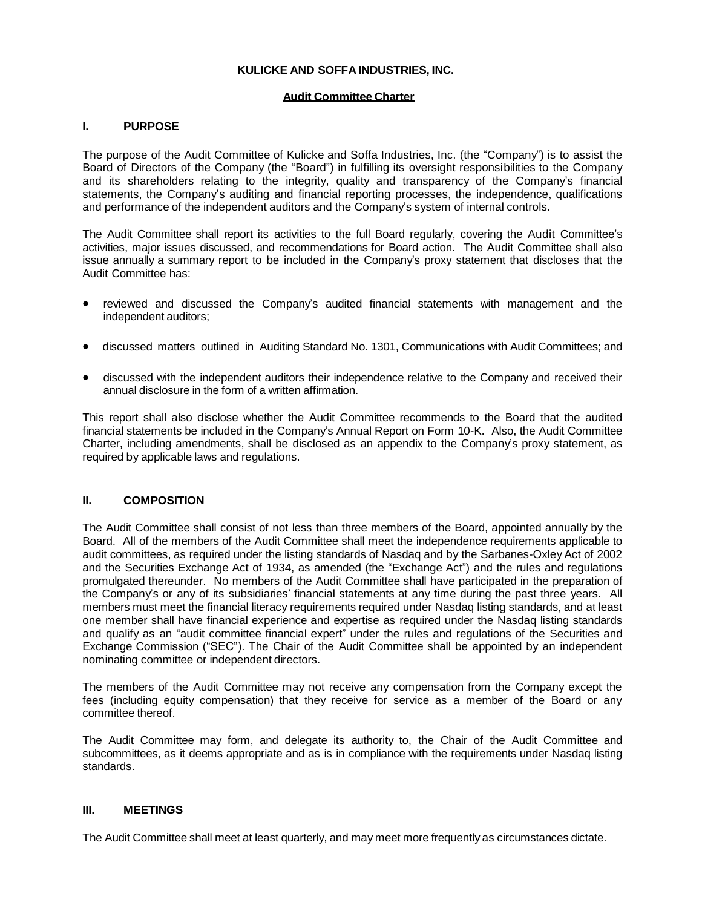# KULICKE AND SOFFA INDUSTRIES, INC.

## Audit Committee Charter

### I. PURPOSE

The purpose of the Audit Committee of Kulicke and Soffa Industries, Inc. (the "Company") is to assist the Board of Directors of the Company (the "Board") in fulfilling its oversight responsibilities to the Company and its shareholders relating to the integrity, quality and transparency of the Company's financial statements, the Company's auditing and financial reporting processes, the independence, qualifications and performance of the independent auditors and the Company's system of internal controls.

The Audit Committee shall report its activities to the full Board regularly, covering the Audit Committee's activities, major issues discussed, and recommendations for Board action. The Audit Committee shall also issue annually a summary report to be included in the Company's proxy statement that discloses that the Audit Committee has:

- reviewed and discussed the Company's audited financial statements with management and the independent auditors;
- discussed matters outlined in Auditing Standard No. 1301, Communications with Audit Committees; and
- discussed with the independent auditors their independence relative to the Company and received their annual disclosure in the form of a written affirmation.

This report shall also disclose whether the Audit Committee recommends to the Board that the audited financial statements be included in the Company's Annual Report on Form 10-K. Also, the Audit Committee Charter, including amendments, shall be disclosed as an appendix to the Company's proxy statement, as required by applicable laws and regulations.

### II. COMPOSITION

The Audit Committee shall consist of not less than three members of the Board, appointed annually by the Board. All of the members of the Audit Committee shall meet the independence requirements applicable to audit committees, as required under the listing standards of Nasdaq and by the Sarbanes-Oxley Act of 2002 and the Securities Exchange Act of 1934, as amended (the "Exchange Act") and the rules and regulations promulgated thereunder. No members of the Audit Committee shall have participated in the preparation of the Company's or any of its subsidiaries' financial statements at any time during the past three years. All members must meet the financial literacy requirements required under Nasdaq listing standards, and at least one member shall have financial experience and expertise as required under the Nasdaq listing standards and qualify as an "audit committee financial expert" under the rules and regulations of the Securities and Exchange Commission ("SEC"). The Chair of the Audit Committee shall be appointed by an independent nominating committee or independent directors.

The members of the Audit Committee may not receive any compensation from the Company except the fees (including equity compensation) that they receive for service as a member of the Board or any committee thereof.

The Audit Committee may form, and delegate its authority to, the Chair of the Audit Committee and subcommittees, as it deems appropriate and as is in compliance with the requirements under Nasdaq listing standards.

### III. MEETINGS

The Audit Committee shall meet at least quarterly, and may meet more frequently as circumstances dictate.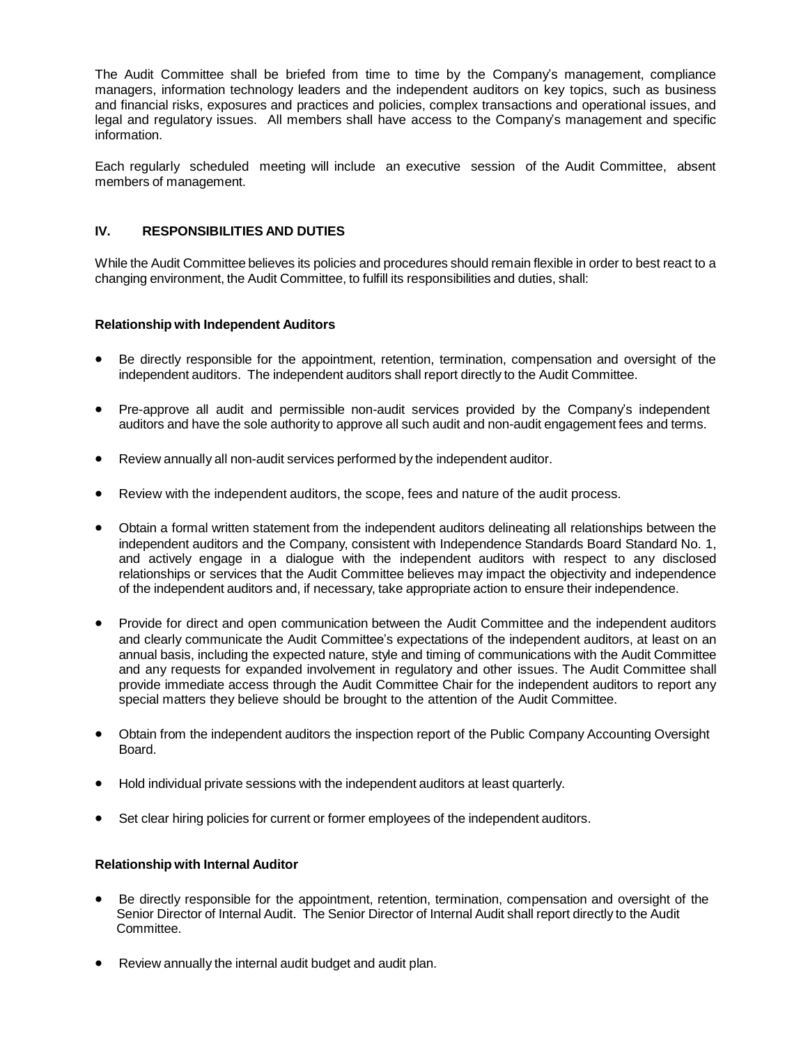The Audit Committee shall be briefed from time to time by the Company's management, compliance managers, information technology leaders and the independent auditors on key topics, such as business and financial risks, exposures and practices and policies, complex transactions and operational issues, and legal and regulatory issues. All members shall have access to the Company's management and specific information.

Each regularly scheduled meeting will include an executive session of the Audit Committee, absent members of management.

## IV. RESPONSIBILITIES AND DUTIES

While the Audit Committee believes its policies and procedures should remain flexible in order to best react to a changing environment, the Audit Committee, to fulfill its responsibilities and duties, shall:

### Relationship with Independent Auditors

- Be directly responsible for the appointment, retention, termination, compensation and oversight of the independent auditors. The independent auditors shall report directly to the Audit Committee.
- Pre-approve all audit and permissible non-audit services provided by the Company's independent auditors and have the sole authority to approve all such audit and non-audit engagement fees and terms.
- Review annually all non-audit services performed by the independent auditor.
- Review with the independent auditors, the scope, fees and nature of the audit process.
- Obtain a formal written statement from the independent auditors delineating all relationships between the independent auditors and the Company, consistent with Independence Standards Board Standard No. 1, and actively engage in a dialogue with the independent auditors with respect to any disclosed relationships or services that the Audit Committee believes may impact the objectivity and independence of the independent auditors and, if necessary, take appropriate action to ensure their independence.
- Provide for direct and open communication between the Audit Committee and the independent auditors and clearly communicate the Audit Committee's expectations of the independent auditors, at least on an annual basis, including the expected nature, style and timing of communications with the Audit Committee and any requests for expanded involvement in regulatory and other issues. The Audit Committee shall provide immediate access through the Audit Committee Chair for the independent auditors to report any special matters they believe should be brought to the attention of the Audit Committee.
- Obtain from the independent auditors the inspection report of the Public Company Accounting Oversight Board.
- Hold individual private sessions with the independent auditors at least quarterly.
- Set clear hiring policies for current or former employees of the independent auditors.

### Relationship with Internal Auditor

- Be directly responsible for the appointment, retention, termination, compensation and oversight of the Senior Director of Internal Audit. The Senior Director of Internal Audit shall report directly to the Audit Committee.
- Review annually the internal audit budget and audit plan.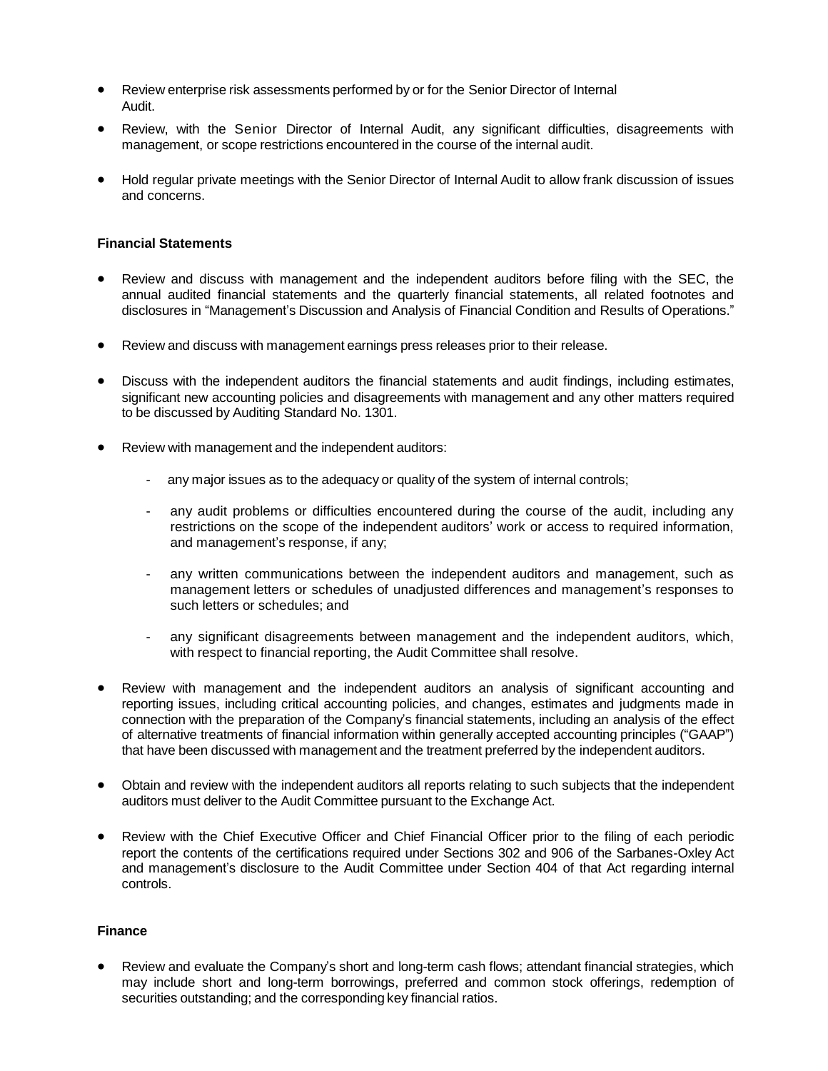- Review enterprise risk assessments performed by or for the Senior Director of Internal Audit.
- Review, with the Senior Director of Internal Audit, any significant difficulties, disagreements with management, or scope restrictions encountered in the course of the internal audit.
- Hold regular private meetings with the Senior Director of Internal Audit to allow frank discussion of issues and concerns.

**Financial Statements**

- Review and discuss with management and the independent auditors before filing with the SEC, the annual audited financial statements and the quarterly financial statements, all related footnotes and disclosures in "Management's Discussion and Analysis of Financial Condition and Results of Operations."
- Review and discuss with management earnings press releases prior to their release.
- Discuss with the independent auditors the financial statements and audit findings, including estimates, significant new accounting policies and disagreements with management and any other matters required to be discussed by Auditing Standard No. 1301.
- Review with management and the independent auditors:
  - any major issues as to the adequacy or quality of the system of internal controls;
  - any audit problems or difficulties encountered during the course of the audit, including any restrictions on the scope of the independent auditors' work or access to required information, and management's response, if any;
  - any written communications between the independent auditors and management, such as management letters or schedules of unadjusted differences and management's responses to such letters or schedules; and
  - any significant disagreements between management and the independent auditors, which, with respect to financial reporting, the Audit Committee shall resolve.
- Review with management and the independent auditors an analysis of significant accounting and reporting issues, including critical accounting policies, and changes, estimates and judgments made in connection with the preparation of the Company's financial statements, including an analysis of the effect of alternative treatments of financial information within generally accepted accounting principles ("GAAP") that have been discussed with management and the treatment preferred by the independent auditors.
- Obtain and review with the independent auditors all reports relating to such subjects that the independent auditors must deliver to the Audit Committee pursuant to the Exchange Act.
- Review with the Chief Executive Officer and Chief Financial Officer prior to the filing of each periodic report the contents of the certifications required under Sections 302 and 906 of the Sarbanes-Oxley Act and management's disclosure to the Audit Committee under Section 404 of that Act regarding internal controls.

**Finance**

- Review and evaluate the Company's short and long-term cash flows; attendant financial strategies, which may include short and long-term borrowings, preferred and common stock offerings, redemption of securities outstanding; and the corresponding key financial ratios.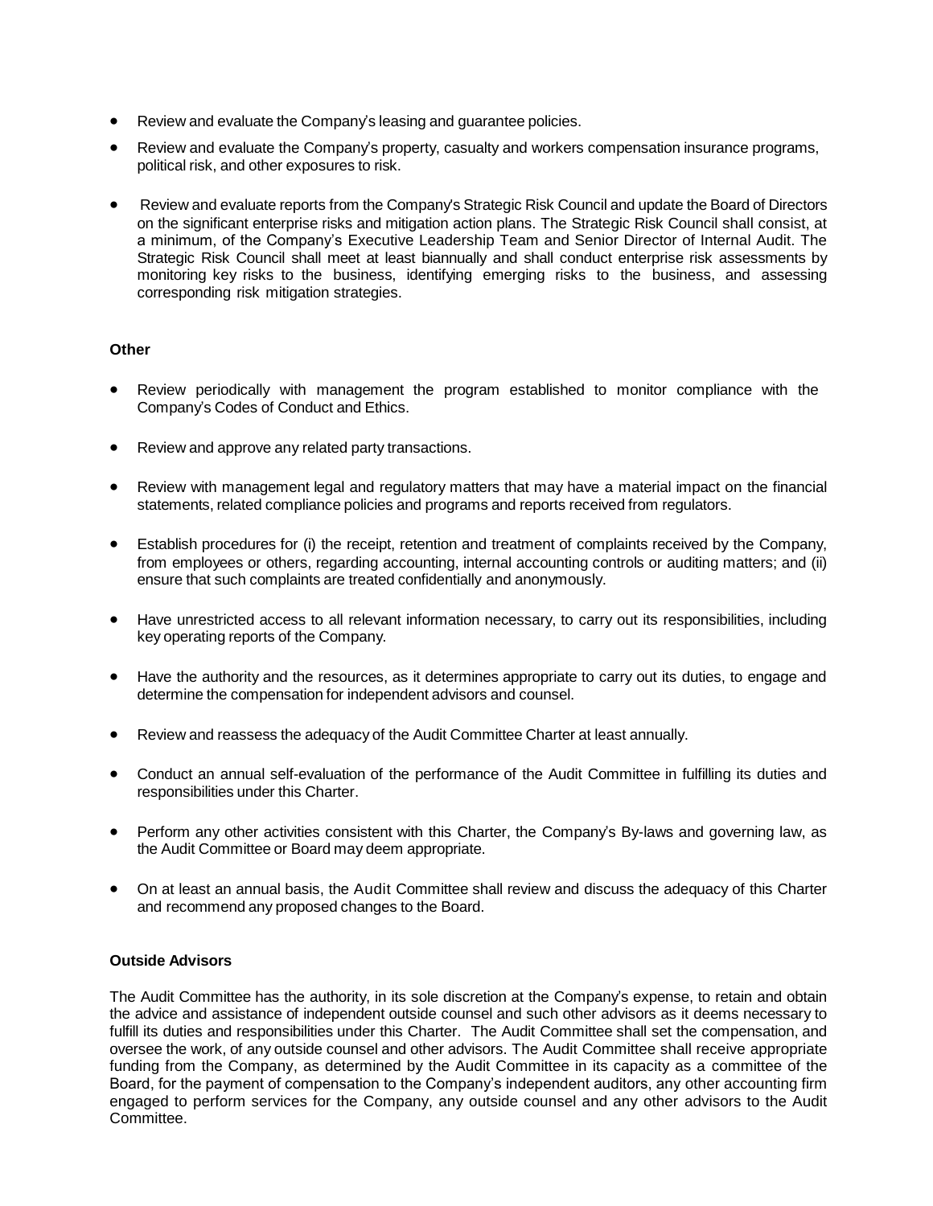- Review and evaluate the Company's leasing and guarantee policies.
- Review and evaluate the Company's property, casualty and workers compensation insurance programs, political risk, and other exposures to risk.
- Review and evaluate reports from the Company's Strategic Risk Council and update the Board of Directors on the significant enterprise risks and mitigation action plans. The Strategic Risk Council shall consist, at a minimum, of the Company's Executive Leadership Team and Senior Director of Internal Audit. The Strategic Risk Council shall meet at least biannually and shall conduct enterprise risk assessments by monitoring key risks to the business, identifying emerging risks to the business, and assessing corresponding risk mitigation strategies.

**Other**

- Review periodically with management the program established to monitor compliance with the Company's Codes of Conduct and Ethics.
- Review and approve any related party transactions.
- Review with management legal and regulatory matters that may have a material impact on the financial statements, related compliance policies and programs and reports received from regulators.
- Establish procedures for (i) the receipt, retention and treatment of complaints received by the Company, from employees or others, regarding accounting, internal accounting controls or auditing matters; and (ii) ensure that such complaints are treated confidentially and anonymously.
- Have unrestricted access to all relevant information necessary, to carry out its responsibilities, including key operating reports of the Company.
- Have the authority and the resources, as it determines appropriate to carry out its duties, to engage and determine the compensation for independent advisors and counsel.
- Review and reassess the adequacy of the Audit Committee Charter at least annually.
- Conduct an annual self-evaluation of the performance of the Audit Committee in fulfilling its duties and responsibilities under this Charter.
- Perform any other activities consistent with this Charter, the Company's By-laws and governing law, as the Audit Committee or Board may deem appropriate.
- On at least an annual basis, the Audit Committee shall review and discuss the adequacy of this Charter and recommend any proposed changes to the Board.

**Outside Advisors**

The Audit Committee has the authority, in its sole discretion at the Company's expense, to retain and obtain the advice and assistance of independent outside counsel and such other advisors as it deems necessary to fulfill its duties and responsibilities under this Charter. The Audit Committee shall set the compensation, and oversee the work, of any outside counsel and other advisors. The Audit Committee shall receive appropriate funding from the Company, as determined by the Audit Committee in its capacity as a committee of the Board, for the payment of compensation to the Company's independent auditors, any other accounting firm engaged to perform services for the Company, any outside counsel and any other advisors to the Audit Committee.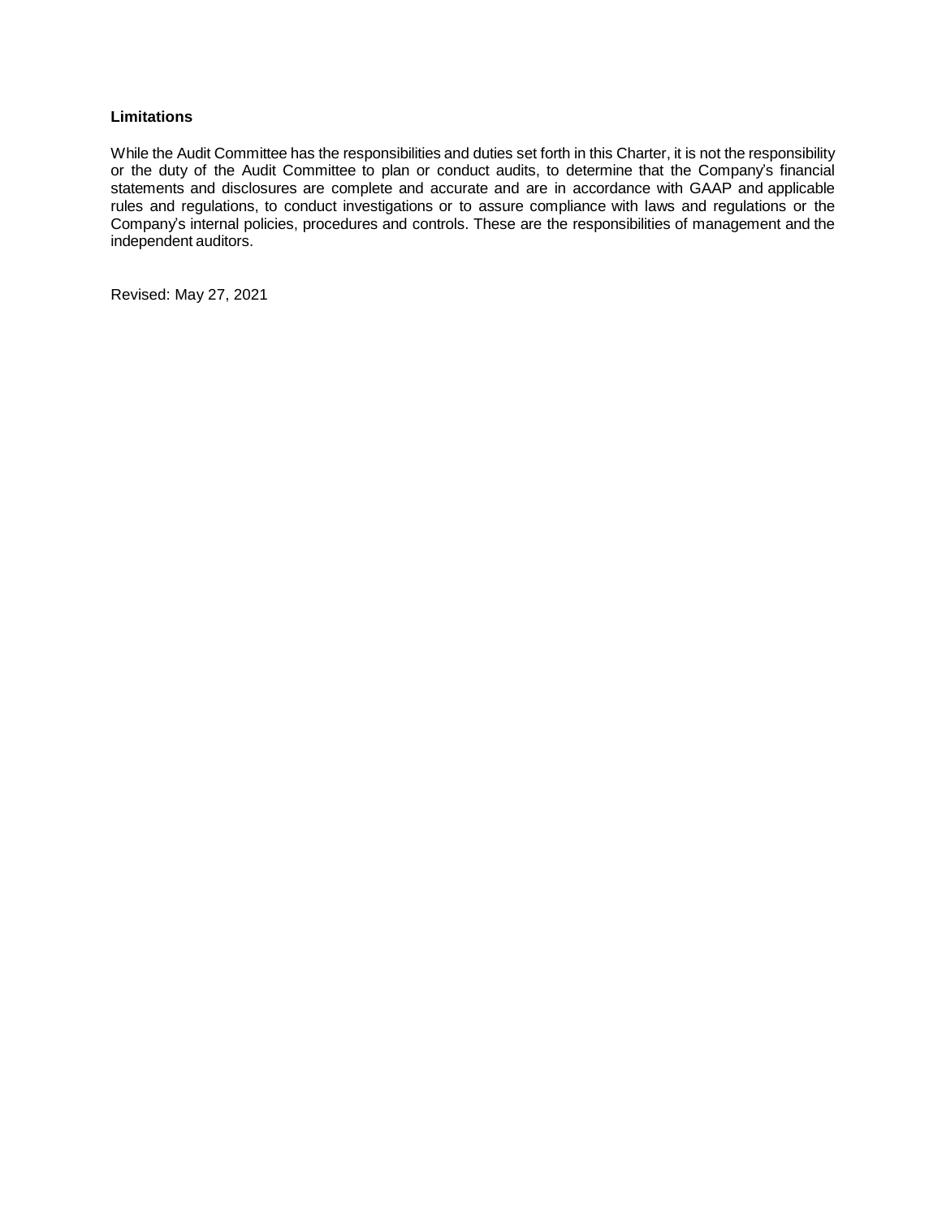**Limitations**

While the Audit Committee has the responsibilities and duties set forth in this Charter, it is not the responsibility or the duty of the Audit Committee to plan or conduct audits, to determine that the Company's financial statements and disclosures are complete and accurate and are in accordance with GAAP and applicable rules and regulations, to conduct investigations or to assure compliance with laws and regulations or the Company's internal policies, procedures and controls. These are the responsibilities of management and the independent auditors.

Revised: May 27, 2021